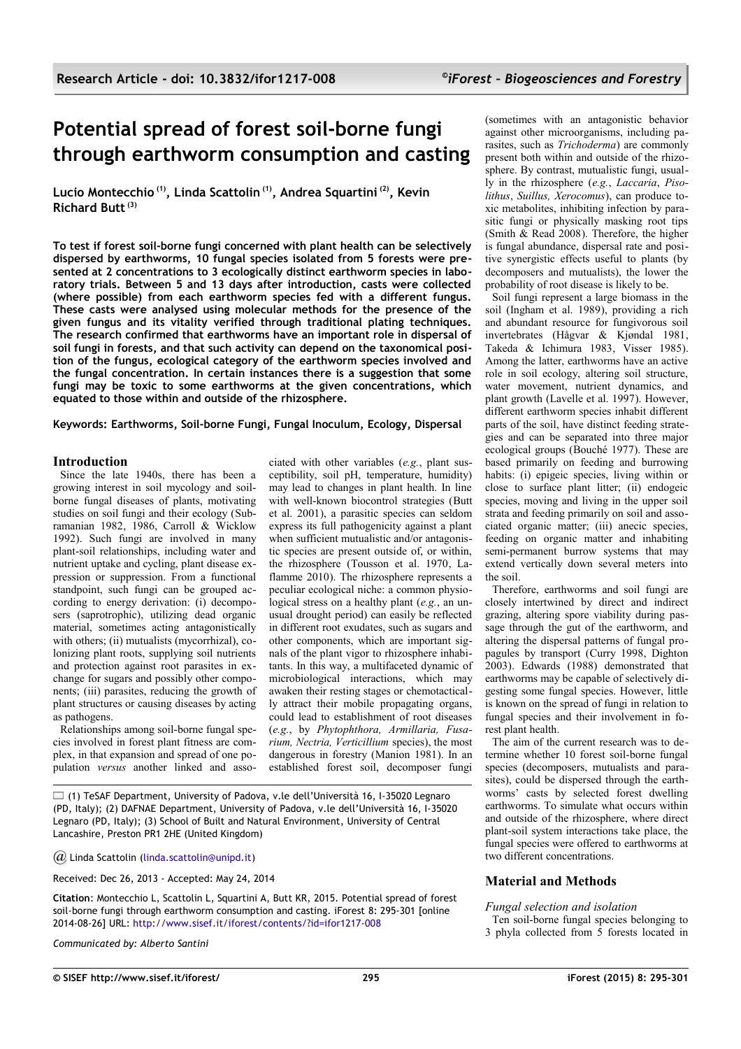# Potential spread of forest soil-borne fungi through earthworm consumption and casting

**Lucio Montecchio [(1)], Linda Scattolin [(1)], Andrea Squartini [(2)], Kevin Richard Butt [(3)]**

**To test if forest soil-borne fungi concerned with plant health can be selectively dispersed by earthworms, 10 fungal species isolated from 5 forests were presented at 2 concentrations to 3 ecologically distinct earthworm species in laboratory trials. Between 5 and 13 days after introduction, casts were collected (where possible) from each earthworm species fed with a different fungus. These casts were analysed using molecular methods for the presence of the given fungus and its vitality verified through traditional plating techniques. The research confirmed that earthworms have an important role in dispersal of soil fungi in forests, and that such activity can depend on the taxonomical position of the fungus, ecological category of the earthworm species involved and the fungal concentration. In certain instances there is a suggestion that some fungi may be toxic to some earthworms at the given concentrations, which equated to those within and outside of the rhizosphere.**

**Keywords: Earthworms, Soil-borne Fungi, Fungal Inoculum, Ecology, Dispersal**

## Introduction

Since the late 1940s, there has been a growing interest in soil mycology and soil-borne fungal diseases of plants, motivating studies on soil fungi and their ecology (Subramanian 1982, 1986, Carroll & Wicklow 1992). Such fungi are involved in many plant-soil relationships, including water and nutrient uptake and cycling, plant disease expression or suppression. From a functional standpoint, such fungi can be grouped according to energy derivation: (i) decomposers (saprotrophic), utilizing dead organic material, sometimes acting antagonistically with others; (ii) mutualists (mycorrhizal), colonizing plant roots, supplying soil nutrients and protection against root parasites in exchange for sugars and possibly other components; (iii) parasites, reducing the growth of plant structures or causing diseases by acting as pathogens.

Relationships among soil-borne fungal species involved in forest plant fitness are complex, in that expansion and spread of one population *versus* another linked and associated with other variables (*e.g.*, plant susceptibility, soil pH, temperature, humidity) may lead to changes in plant health. In line with well-known biocontrol strategies (Butt et al. 2001), a parasitic species can seldom express its full pathogenicity against a plant when sufficient mutualistic and/or antagonistic species are present outside of, or within, the rhizosphere (Tousson et al. 1970, Laflamme 2010). The rhizosphere represents a peculiar ecological niche: a common physiological stress on a healthy plant (*e.g.*, an unusual drought period) can easily be reflected in different root exudates, such as sugars and other components, which are important signals of the plant vigor to rhizosphere inhabitants. In this way, a multifaceted dynamic of microbiological interactions, which may awaken their resting stages or chemotactically attract their mobile propagating organs, could lead to establishment of root diseases (*e.g.*, by *Phytophthora, Armillaria, Fusarium, Nectria, Verticillium* species), the most dangerous in forestry (Manion 1981). In an established forest soil, decomposer fungi (sometimes with an antagonistic behavior against other microorganisms, including parasites, such as *Trichoderma*) are commonly present both within and outside of the rhizosphere. By contrast, mutualistic fungi, usually in the rhizosphere (*e.g.*, *Laccaria*, *Pisolithus*, *Suillus, Xerocomus*), can produce toxic metabolites, inhibiting infection by parasitic fungi or physically masking root tips (Smith & Read 2008). Therefore, the higher is fungal abundance, dispersal rate and positive synergistic effects useful to plants (by decomposers and mutualists), the lower the probability of root disease is likely to be.

Soil fungi represent a large biomass in the soil (Ingham et al. 1989), providing a rich and abundant resource for fungivorous soil invertebrates (Hågvar & Kjøndal 1981, Takeda & Ichimura 1983, Visser 1985). Among the latter, earthworms have an active role in soil ecology, altering soil structure, water movement, nutrient dynamics, and plant growth (Lavelle et al. 1997). However, different earthworm species inhabit different parts of the soil, have distinct feeding strategies and can be separated into three major ecological groups (Bouché 1977). These are based primarily on feeding and burrowing habits: (i) epigeic species, living within or close to surface plant litter; (ii) endogeic species, moving and living in the upper soil strata and feeding primarily on soil and associated organic matter; (iii) anecic species, feeding on organic matter and inhabiting semi-permanent burrow systems that may extend vertically down several meters into the soil.

Therefore, earthworms and soil fungi are closely intertwined by direct and indirect grazing, altering spore viability during passage through the gut of the earthworm, and altering the dispersal patterns of fungal propagules by transport (Curry 1998, Dighton 2003). Edwards (1988) demonstrated that earthworms may be capable of selectively digesting some fungal species. However, little is known on the spread of fungi in relation to fungal species and their involvement in forest plant health.

The aim of the current research was to determine whether 10 forest soil-borne fungal species (decomposers, mutualists and parasites), could be dispersed through the earthworms' casts by selected forest dwelling earthworms. To simulate what occurs within and outside of the rhizosphere, where direct plant-soil system interactions take place, the fungal species were offered to earthworms at two different concentrations.

## Material and Methods

### Fungal selection and isolation

Ten soil-borne fungal species belonging to 3 phyla collected from 5 forests located in

(1) TeSAF Department, University of Padova, v.le dell'Università 16, I-35020 Legnaro (PD, Italy); (2) DAFNAE Department, University of Padova, v.le dell'Università 16, I-35020 Legnaro (PD, Italy); (3) School of Built and Natural Environment, University of Central Lancashire, Preston PR1 2HE (United Kingdom)

@ Linda Scattolin (linda.scattolin@unipd.it)

Received: Dec 26, 2013 - Accepted: May 24, 2014

**Citation**: Montecchio L, Scattolin L, Squartini A, Butt KR, 2015. Potential spread of forest soil-borne fungi through earthworm consumption and casting. iForest 8: 295-301 [online 2014-08-26] URL: http://www.sisef.it/iforest/contents/?id=ifor1217-008

*Communicated by: Alberto Santini*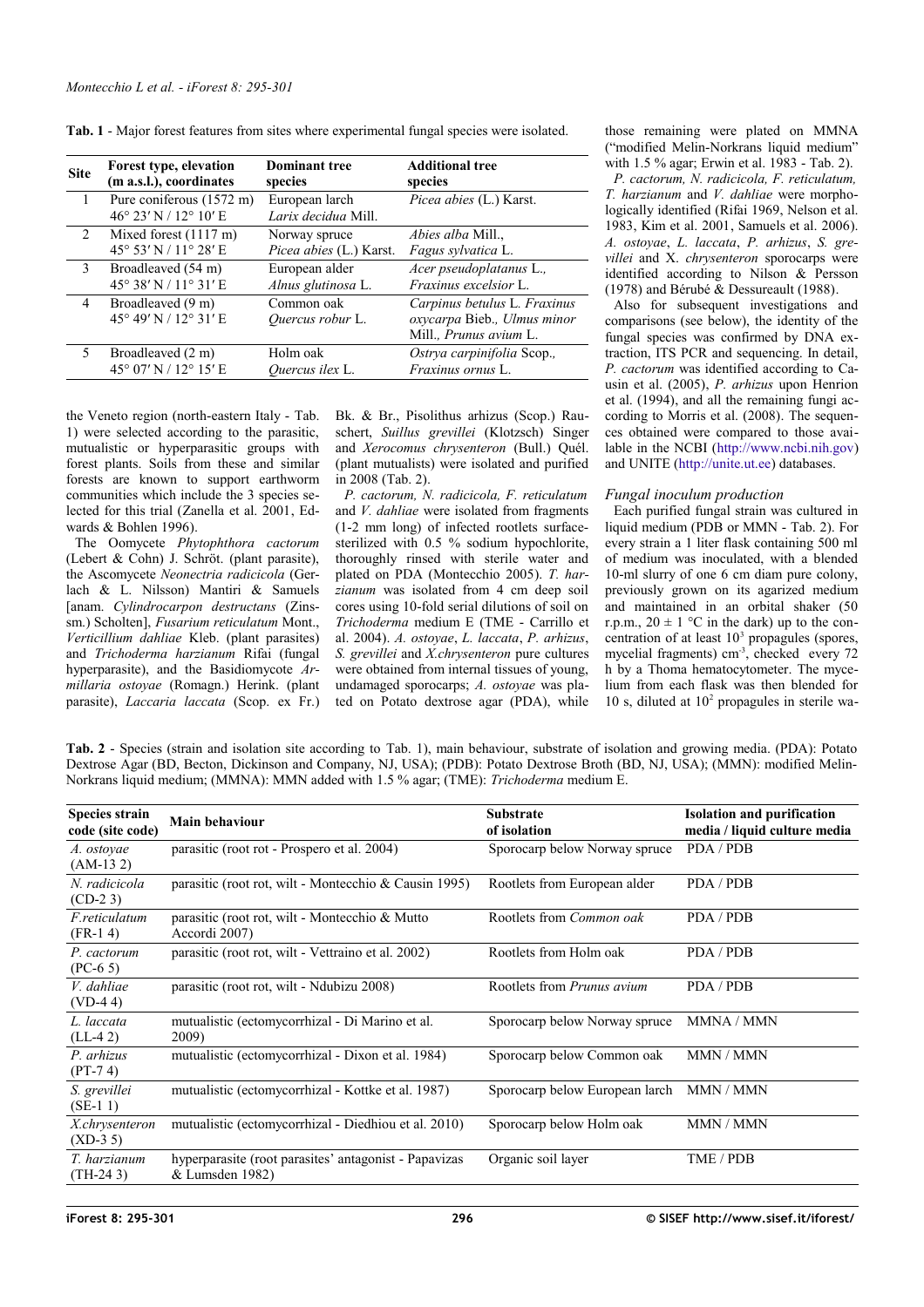**Tab. 1** - Major forest features from sites where experimental fungal species were isolated.

| Site | Forest type, elevation (m a.s.l.), coordinates | Dominant tree species | Additional tree species |
|---|---|---|---|
| 1 | Pure coniferous (1572 m) 46° 23′ N / 12° 10′ E | European larch *Larix decidua* Mill. | *Picea abies* (L.) Karst. |
| 2 | Mixed forest (1117 m) 45° 53′ N / 11° 28′ E | Norway spruce *Picea abies* (L.) Karst. | *Abies alba* Mill., *Fagus sylvatica* L. |
| 3 | Broadleaved (54 m) 45° 38′ N / 11° 31′ E | European alder *Alnus glutinosa* L. | *Acer pseudoplatanus* L., *Fraxinus excelsior* L. |
| 4 | Broadleaved (9 m) 45° 49′ N / 12° 31′ E | Common oak *Quercus robur* L. | *Carpinus betulus* L. *Fraxinus oxycarpa* Bieb., *Ulmus minor* Mill., *Prunus avium* L. |
| 5 | Broadleaved (2 m) 45° 07′ N / 12° 15′ E | Holm oak *Quercus ilex* L. | *Ostrya carpinifolia* Scop., *Fraxinus ornus* L. |

the Veneto region (north-eastern Italy - Tab. 1) were selected according to the parasitic, mutualistic or hyperparasitic groups with forest plants. Soils from these and similar forests are known to support earthworm communities which include the 3 species selected for this trial (Zanella et al. 2001, Edwards & Bohlen 1996).

The Oomycete *Phytophthora cactorum* (Lebert & Cohn) J. Schröt. (plant parasite), the Ascomycete *Neonectria radicicola* (Gerlach & L. Nilsson) Mantiri & Samuels [anam. *Cylindrocarpon destructans* (Zinssm.) Scholten], *Fusarium reticulatum* Mont., *Verticillium dahliae* Kleb. (plant parasites) and *Trichoderma harzianum* Rifai (fungal hyperparasite), and the Basidiomycote *Armillaria ostoyae* (Romagn.) Herink. (plant parasite), *Laccaria laccata* (Scop. ex Fr.) Bk. & Br., Pisolithus arhizus (Scop.) Rauschert, *Suillus grevillei* (Klotzsch) Singer and *Xerocomus chrysenteron* (Bull.) Quél. (plant mutualists) were isolated and purified in 2008 (Tab. 2).

*P. cactorum, N. radicicola, F. reticulatum* and *V. dahliae* were isolated from fragments (1-2 mm long) of infected rootlets surface-sterilized with 0.5 % sodium hypochlorite, thoroughly rinsed with sterile water and plated on PDA (Montecchio 2005). *T. harzianum* was isolated from 4 cm deep soil cores using 10-fold serial dilutions of soil on *Trichoderma* medium E (TME - Carrillo et al. 2004). *A. ostoyae*, *L. laccata*, *P. arhizus*, *S. grevillei* and *X.chrysenteron* pure cultures were obtained from internal tissues of young, undamaged sporocarps; *A. ostoyae* was plated on Potato dextrose agar (PDA), while those remaining were plated on MMNA ("modified Melin-Norkrans liquid medium" with 1.5 % agar; Erwin et al. 1983 - Tab. 2).

*P. cactorum, N. radicicola, F. reticulatum, T. harzianum* and *V. dahliae* were morphologically identified (Rifai 1969, Nelson et al. 1983, Kim et al. 2001, Samuels et al. 2006). *A. ostoyae*, *L. laccata*, *P. arhizus*, *S. grevillei* and X. *chrysenteron* sporocarps were identified according to Nilson & Persson (1978) and Bérubé & Dessureault (1988).

Also for subsequent investigations and comparisons (see below), the identity of the fungal species was confirmed by DNA extraction, ITS PCR and sequencing. In detail, *P. cactorum* was identified according to Causin et al. (2005), *P. arhizus* upon Henrion et al. (1994), and all the remaining fungi according to Morris et al. (2008). The sequences obtained were compared to those available in the NCBI (http://www.ncbi.nih.gov) and UNITE (http://unite.ut.ee) databases.

### Fungal inoculum production

Each purified fungal strain was cultured in liquid medium (PDB or MMN - Tab. 2). For every strain a 1 liter flask containing 500 ml of medium was inoculated, with a blended 10-ml slurry of one 6 cm diam pure colony, previously grown on its agarized medium and maintained in an orbital shaker (50 r.p.m., 20 ± 1 °C in the dark) up to the concentration of at least $10^3$ propagules (spores, mycelial fragments) $cm^{-3}$, checked every 72 h by a Thoma hematocytometer. The mycelium from each flask was then blended for 10 s, diluted at $10^2$ propagules in sterile wa-

**Tab. 2** - Species (strain and isolation site according to Tab. 1), main behaviour, substrate of isolation and growing media. (PDA): Potato Dextrose Agar (BD, Becton, Dickinson and Company, NJ, USA); (PDB): Potato Dextrose Broth (BD, NJ, USA); (MMN): modified Melin-Norkrans liquid medium; (MMNA): MMN added with 1.5 % agar; (TME): *Trichoderma* medium E.

| Species strain code (site code) | Main behaviour | Substrate of isolation | Isolation and purification media / liquid culture media |
|---|---|---|---|
| *A. ostoyae* (AM-13 2) | parasitic (root rot - Prospero et al. 2004) | Sporocarp below Norway spruce | PDA / PDB |
| *N. radicicola* (CD-2 3) | parasitic (root rot, wilt - Montecchio & Causin 1995) | Rootlets from European alder | PDA / PDB |
| *F.reticulatum* (FR-1 4) | parasitic (root rot, wilt - Montecchio & Mutto Accordi 2007) | Rootlets from *Common oak* | PDA / PDB |
| *P. cactorum* (PC-6 5) | parasitic (root rot, wilt - Vettraino et al. 2002) | Rootlets from Holm oak | PDA / PDB |
| *V. dahliae* (VD-4 4) | parasitic (root rot, wilt - Ndubizu 2008) | Rootlets from *Prunus avium* | PDA / PDB |
| *L. laccata* (LL-4 2) | mutualistic (ectomycorrhizal - Di Marino et al. 2009) | Sporocarp below Norway spruce | MMNA / MMN |
| *P. arhizus* (PT-7 4) | mutualistic (ectomycorrhizal - Dixon et al. 1984) | Sporocarp below Common oak | MMN / MMN |
| *S. grevillei* (SE-1 1) | mutualistic (ectomycorrhizal - Kottke et al. 1987) | Sporocarp below European larch | MMN / MMN |
| *X.chrysenteron* (XD-3 5) | mutualistic (ectomycorrhizal - Diedhiou et al. 2010) | Sporocarp below Holm oak | MMN / MMN |
| *T. harzianum* (TH-24 3) | hyperparasite (root parasites' antagonist - Papavizas & Lumsden 1982) | Organic soil layer | TME / PDB |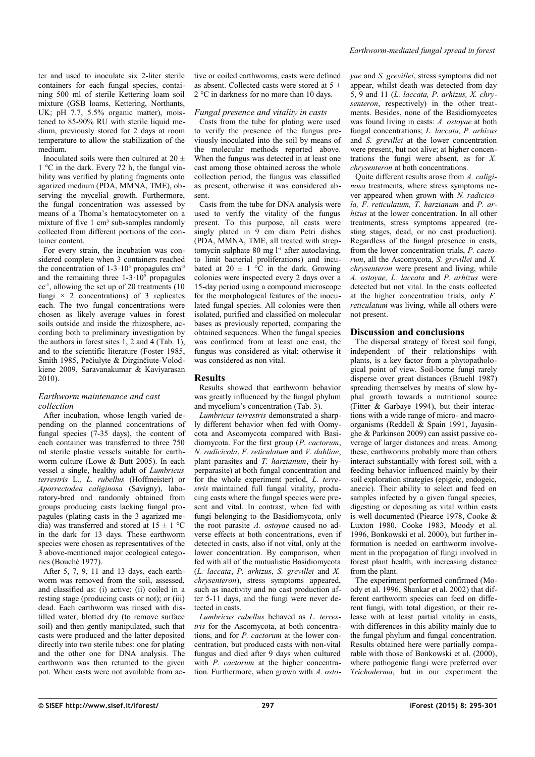ter and used to inoculate six 2-liter sterile containers for each fungal species, containing 500 ml of sterile Kettering loam soil mixture (GSB loams, Kettering, Northants, UK; pH 7.7, 5.5% organic matter), moistened to 85-90% RU with sterile liquid medium, previously stored for 2 days at room temperature to allow the stabilization of the medium.

Inoculated soils were then cultured at 20 ± 1 °C in the dark. Every 72 h, the fungal viability was verified by plating fragments onto agarized medium (PDA, MMNA, TME), observing the mycelial growth. Furthermore, the fungal concentration was assessed by means of a Thoma's hematocytometer on a mixture of five 1 cm³ sub-samples randomly collected from different portions of the container content.

For every strain, the incubation was considered complete when 3 containers reached the concentration of $1\text{-}3 \cdot 10^3$ propagules $cm^{-3}$ and the remaining three $1\text{-}3 \cdot 10^5$ propagules $cc^{-1}$, allowing the set up of 20 treatments (10 fungi × 2 concentrations) of 3 replicates each. The two fungal concentrations were chosen as likely average values in forest soils outside and inside the rhizosphere, according both to preliminary investigation by the authors in forest sites 1, 2 and 4 (Tab. 1), and to the scientific literature (Foster 1985, Smith 1985, Pečiulyte & Dirginčiute-Volodkiene 2009, Saravanakumar & Kaviyarasan 2010).

### *Earthworm maintenance and cast collection*

After incubation, whose length varied depending on the planned concentrations of fungal species (7-35 days), the content of each container was transferred to three 750 ml sterile plastic vessels suitable for earthworm culture (Lowe & Butt 2005). In each vessel a single, healthy adult of *Lumbricus terrestris* L.*, L. rubellus* (Hoffmeister) or *Aporrectodea caliginosa* (Savigny), laboratory-bred and randomly obtained from groups producing casts lacking fungal propagules (plating casts in the 3 agarized media) was transferred and stored at 15 ± 1 °C in the dark for 13 days. These earthworm species were chosen as representatives of the 3 above-mentioned major ecological categories (Bouché 1977).

After 5, 7, 9, 11 and 13 days, each earthworm was removed from the soil, assessed, and classified as: (i) active; (ii) coiled in a resting stage (producing casts or not); or (iii) dead. Each earthworm was rinsed with distilled water, blotted dry (to remove surface soil) and then gently manipulated, such that casts were produced and the latter deposited directly into two sterile tubes: one for plating and the other one for DNA analysis. The earthworm was then returned to the given pot. When casts were not available from active or coiled earthworms, casts were defined as absent. Collected casts were stored at 5 ± 2 °C in darkness for no more than 10 days.

### *Fungal presence and vitality in casts*

Casts from the tube for plating were used to verify the presence of the fungus previously inoculated into the soil by means of the molecular methods reported above. When the fungus was detected in at least one cast among those obtained across the whole collection period, the fungus was classified as present, otherwise it was considered absent.

Casts from the tube for DNA analysis were used to verify the vitality of the fungus present. To this purpose, all casts were singly plated in 9 cm diam Petri dishes (PDA, MMNA, TME, all treated with streptomycin sulphate 80 mg $l^{-1}$ after autoclaving, to limit bacterial proliferations) and incubated at 20 ± 1 °C in the dark. Growing colonies were inspected every 2 days over a 15-day period using a compound microscope for the morphological features of the inoculated fungal species. All colonies were then isolated, purified and classified on molecular bases as previously reported, comparing the obtained sequences. When the fungal species was confirmed from at least one cast, the fungus was considered as vital; otherwise it was considered as non vital.

## Results

Results showed that earthworm behavior was greatly influenced by the fungal phylum and mycelium's concentration (Tab. 3).

*Lumbricus terrestris* demonstrated a sharply different behavior when fed with Oomycota and Ascomycota compared with Basidiomycota. For the first group (*P. cactorum*, *N. radicicola*, *F. reticulatum* and *V. dahliae*, plant parasites and *T. harzianum*, their hyperparasite) at both fungal concentration and for the whole experiment period, *L. terrestris* maintained full fungal vitality, producing casts where the fungal species were present and vital. In contrast, when fed with fungi belonging to the Basidiomycota, only the root parasite *A. ostoyae* caused no adverse effects at both concentrations, even if detected in casts, also if not vital, only at the lower concentration. By comparison, when fed with all of the mutualistic Basidiomycota (*L. laccata*, *P. arhizus*, *S. grevillei* and *X. chrysenteron*), stress symptoms appeared, such as inactivity and no cast production after 5-11 days, and the fungi were never detected in casts.

*Lumbricus rubellus* behaved as *L. terrestris* for the Ascomycota, at both concentrations, and for *P. cactorum* at the lower concentration, but produced casts with non-vital fungus and died after 9 days when cultured with *P. cactorum* at the higher concentration. Furthermore, when grown with *A. ostoyae* and *S. grevillei*, stress symptoms did not appear, whilst death was detected from day 5, 9 and 11 (*L. laccata, P. arhizus, X. chrysenteron*, respectively) in the other treatments. Besides, none of the Basidiomycetes was found living in casts: *A. ostoyae* at both fungal concentrations; *L. laccata, P. arhizus* and *S. grevillei* at the lower concentration were present, but not alive; at higher concentrations the fungi were absent, as for *X. chrysenteron* at both concentrations.

Quite different results arose from *A. caliginosa* treatments, where stress symptoms never appeared when grown with *N. radicicola, F. reticulatum, T. harzianum* and *P. arhizus* at the lower concentration. In all other treatments, stress symptoms appeared (resting stages, dead, or no cast production). Regardless of the fungal presence in casts, from the lower concentration trials, *P. cactorum*, all the Ascomycota, *S. grevillei* and *X. chrysenteron* were present and living, while *A. ostoyae, L. laccata* and *P. arhizus* were detected but not vital. In the casts collected at the higher concentration trials, only *F. reticulatum* was living, while all others were not present.

## Discussion and conclusions

The dispersal strategy of forest soil fungi, independent of their relationships with plants, is a key factor from a phytopathological point of view. Soil-borne fungi rarely disperse over great distances (Bruehl 1987) spreading themselves by means of slow hyphal growth towards a nutritional source (Fitter & Garbaye 1994), but their interactions with a wide range of micro- and macroorganisms (Reddell & Spain 1991, Jayasinghe & Parkinson 2009) can assist passive coverage of larger distances and areas. Among these, earthworms probably more than others interact substantially with forest soil, with a feeding behavior influenced mainly by their soil exploration strategies (epigeic, endogeic, anecic). Their ability to select and feed on samples infected by a given fungal species, digesting or depositing as vital within casts is well documented (Piearce 1978, Cooke & Luxton 1980, Cooke 1983, Moody et al. 1996, Bonkowski et al. 2000), but further information is needed on earthworm involvement in the propagation of fungi involved in forest plant health, with increasing distance from the plant.

The experiment performed confirmed (Moody et al. 1996, Shankar et al. 2002) that different earthworm species can feed on different fungi, with total digestion, or their release with at least partial vitality in casts, with differences in this ability mainly due to the fungal phylum and fungal concentration. Results obtained here were partially comparable with those of Bonkowski et al. (2000), where pathogenic fungi were preferred over *Trichoderma*, but in our experiment the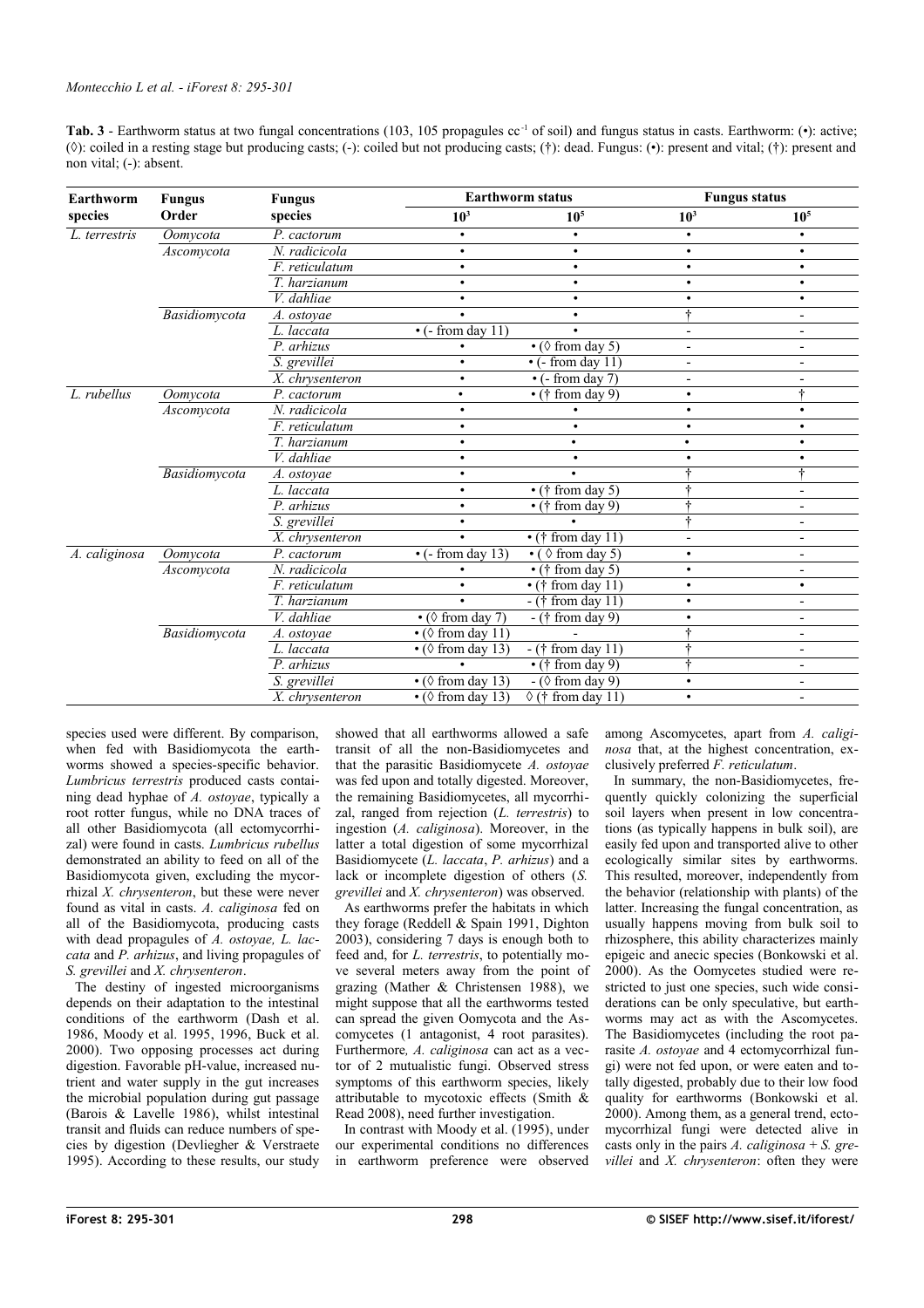**Tab. 3** - Earthworm status at two fungal concentrations (103, 105 propagules cc⁻¹ of soil) and fungus status in casts. Earthworm: (•): active; (◊): coiled in a resting stage but producing casts; (-): coiled but not producing casts; (†): dead. Fungus: (•): present and vital; (†): present and non vital; (-): absent.

| Earthworm species | Fungus Order | Fungus species | Earthworm status | | Fungus status | |
|---|---|---|---|---|---|---|
| | | | $10^3$ | $10^5$ | $10^3$ | $10^5$ |
| *L. terrestris* | *Oomycota* | *P. cactorum* | • | • | • | • |
| | *Ascomycota* | *N. radicicola* | • | • | • | • |
| | | *F. reticulatum* | • | • | • | • |
| | | *T. harzianum* | • | • | • | • |
| | | *V. dahliae* | • | • | • | • |
| | *Basidiomycota* | *A. ostoyae* | • | • | † | - |
| | | *L. laccata* | • (- from day 11) | • | - | - |
| | | *P. arhizus* | • | • (◊ from day 5) | - | - |
| | | *S. grevillei* | • | • (- from day 11) | - | - |
| | | *X. chrysenteron* | • | • (- from day 7) | - | - |
| *L. rubellus* | *Oomycota* | *P. cactorum* | • | • († from day 9) | • | † |
| | *Ascomycota* | *N. radicicola* | • | • | • | • |
| | | *F. reticulatum* | • | • | • | • |
| | | *T. harzianum* | • | • | • | • |
| | | *V. dahliae* | • | • | • | • |
| | *Basidiomycota* | *A. ostoyae* | • | • | † | † |
| | | *L. laccata* | • | • († from day 5) | † | - |
| | | *P. arhizus* | • | • († from day 9) | † | - |
| | | *S. grevillei* | • | • | † | - |
| | | *X. chrysenteron* | • | • († from day 11) | - | - |
| *A. caliginosa* | *Oomycota* | *P. cactorum* | • (- from day 13) | • (◊ from day 5) | • | - |
| | *Ascomycota* | *N. radicicola* | • | • († from day 5) | • | - |
| | | *F. reticulatum* | • | • († from day 11) | • | • |
| | | *T. harzianum* | • | - († from day 11) | • | - |
| | | *V. dahliae* | • (◊ from day 7) | - († from day 9) | • | - |
| | *Basidiomycota* | *A. ostoyae* | • (◊ from day 11) | - | † | - |
| | | *L. laccata* | • (◊ from day 13) | - († from day 11) | † | - |
| | | *P. arhizus* | • | • († from day 9) | † | - |
| | | *S. grevillei* | • (◊ from day 13) | - (◊ from day 9) | • | - |
| | | *X. chrysenteron* | • (◊ from day 13) | ◊ († from day 11) | • | - |

species used were different. By comparison, when fed with Basidiomycota the earthworms showed a species-specific behavior. *Lumbricus terrestris* produced casts containing dead hyphae of *A. ostoyae*, typically a root rotter fungus, while no DNA traces of all other Basidiomycota (all ectomycorrhizal) were found in casts. *Lumbricus rubellus* demonstrated an ability to feed on all of the Basidiomycota given, excluding the mycorrhizal *X. chrysenteron*, but these were never found as vital in casts. *A. caliginosa* fed on all of the Basidiomycota, producing casts with dead propagules of *A. ostoyae, L. laccata* and *P. arhizus*, and living propagules of *S. grevillei* and *X. chrysenteron*.

The destiny of ingested microorganisms depends on their adaptation to the intestinal conditions of the earthworm (Dash et al. 1986, Moody et al. 1995, 1996, Buck et al. 2000). Two opposing processes act during digestion. Favorable pH-value, increased nutrient and water supply in the gut increases the microbial population during gut passage (Barois & Lavelle 1986), whilst intestinal transit and fluids can reduce numbers of species by digestion (Devliegher & Verstraete 1995). According to these results, our study showed that all earthworms allowed a safe transit of all the non-Basidiomycetes and that the parasitic Basidiomycete *A. ostoyae* was fed upon and totally digested. Moreover, the remaining Basidiomycetes, all mycorrhizal, ranged from rejection (*L. terrestris*) to ingestion (*A. caliginosa*). Moreover, in the latter a total digestion of some mycorrhizal Basidiomycete (*L. laccata*, *P. arhizus*) and a lack or incomplete digestion of others (*S. grevillei* and *X. chrysenteron*) was observed.

As earthworms prefer the habitats in which they forage (Reddell & Spain 1991, Dighton 2003), considering 7 days is enough both to feed and, for *L. terrestris*, to potentially move several meters away from the point of grazing (Mather & Christensen 1988), we might suppose that all the earthworms tested can spread the given Oomycota and the Ascomycetes (1 antagonist, 4 root parasites). Furthermore*, A. caliginosa* can act as a vector of 2 mutualistic fungi. Observed stress symptoms of this earthworm species, likely attributable to mycotoxic effects (Smith & Read 2008), need further investigation.

In contrast with Moody et al. (1995), under our experimental conditions no differences in earthworm preference were observed among Ascomycetes, apart from *A. caliginosa* that, at the highest concentration, exclusively preferred *F. reticulatum*.

In summary, the non-Basidiomycetes, frequently quickly colonizing the superficial soil layers when present in low concentrations (as typically happens in bulk soil), are easily fed upon and transported alive to other ecologically similar sites by earthworms. This resulted, moreover, independently from the behavior (relationship with plants) of the latter. Increasing the fungal concentration, as usually happens moving from bulk soil to rhizosphere, this ability characterizes mainly epigeic and anecic species (Bonkowski et al. 2000). As the Oomycetes studied were restricted to just one species, such wide considerations can be only speculative, but earthworms may act as with the Ascomycetes. The Basidiomycetes (including the root parasite *A. ostoyae* and 4 ectomycorrhizal fungi) were not fed upon, or were eaten and totally digested, probably due to their low food quality for earthworms (Bonkowski et al. 2000). Among them, as a general trend, ectomycorrhizal fungi were detected alive in casts only in the pairs *A. caliginosa* + *S. grevillei* and *X. chrysenteron*: often they were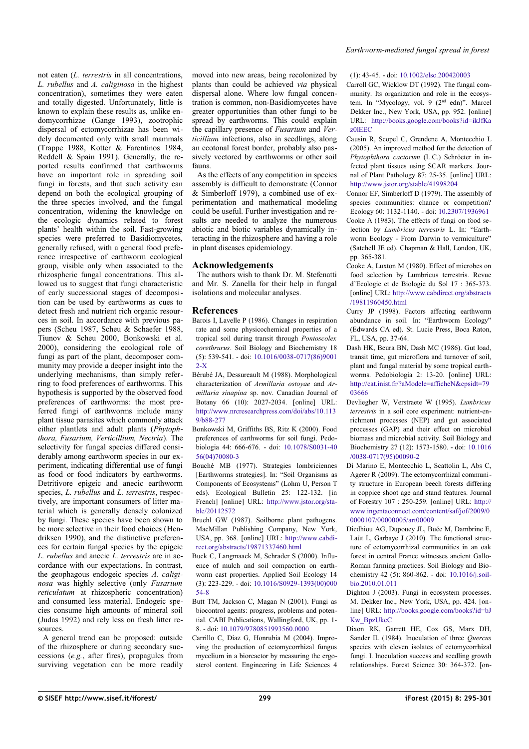not eaten (*L. terrestris* in all concentrations, *L. rubellus* and *A. caliginosa* in the highest concentration), sometimes they were eaten and totally digested. Unfortunately, little is known to explain these results as, unlike endomycorrhizae (Gange 1993), zootrophic dispersal of ectomycorrhizae has been widely documented only with small mammals (Trappe 1988, Kotter & Farentinos 1984, Reddell & Spain 1991). Generally, the reported results confirmed that earthworms have an important role in spreading soil fungi in forests, and that such activity can depend on both the ecological grouping of the three species involved, and the fungal concentration, widening the knowledge on the ecologic dynamics related to forest plants' health within the soil. Fast-growing species were preferred to Basidiomycetes, generally refused, with a general food preference irrespective of earthworm ecological group, visible only when associated to the rhizospheric fungal concentrations. This allowed us to suggest that fungi characteristic of early successional stages of decomposition can be used by earthworms as cues to detect fresh and nutrient rich organic resources in soil. In accordance with previous papers (Scheu 1987, Scheu & Schaefer 1988, Tiunov & Scheu 2000, Bonkowski et al. 2000), considering the ecological role of fungi as part of the plant, decomposer community may provide a deeper insight into the underlying mechanisms, than simply referring to food preferences of earthworms. This hypothesis is supported by the observed food preferences of earthworms: the most preferred fungi of earthworms include many plant tissue parasites which commonly attack either plantlets and adult plants (*Phytophthora, Fusarium, Verticillium, Nectria*). The selectivity for fungal species differed considerably among earthworm species in our experiment, indicating differential use of fungi as food or food indicators by earthworms. Detritivore epigeic and anecic earthworm species, *L. rubellus* and *L. terrestris*, respectively, are important consumers of litter material which is generally densely colonized by fungi. These species have been shown to be more selective in their food choices (Hendriksen 1990), and the distinctive preferences for certain fungal species by the epigeic *L. rubellus* and anecic *L. terrestris* are in accordance with our expectations. In contrast, the geophagous endogeic species *A. caliginosa* was highly selective (only *Fusarium reticulatum* at rhizospheric concentration) and consumed less material. Endogeic species consume high amounts of mineral soil (Judas 1992) and rely less on fresh litter resources.

A general trend can be proposed: outside of the rhizosphere or during secondary successions (*e.g.*, after fires), propagules from surviving vegetation can be more readily moved into new areas, being recolonized by plants than could be achieved *via* physical dispersal alone. Where low fungal concentration is common, non-Basidiomycetes have greater opportunities than other fungi to be spread by earthworms. This could explain the capillary presence of *Fusarium* and *Verticillium* infections, also in seedlings, along an ecotonal forest border, probably also passively vectored by earthworms or other soil fauna.

As the effects of any competition in species assembly is difficult to demonstrate (Connor & Simberloff 1979), a combined use of experimentation and mathematical modeling could be useful. Further investigation and results are needed to analyze the numerous abiotic and biotic variables dynamically interacting in the rhizosphere and having a role in plant diseases epidemiology.

## Acknowledgements

The authors wish to thank Dr. M. Stefenatti and Mr. S. Zanella for their help in fungal isolations and molecular analyses.

## References

Barois I, Lavelle P (1986). Changes in respiration rate and some physicochemical properties of a tropical soil during transit through *Pontoscolex corethrurus*. Soil Biology and Biochemistry 18 (5): 539-541. - doi: 10.1016/0038-0717(86)90012-X

Bérubé JA, Dessureault M (1988). Morphological characterization of *Armillaria ostoyae* and *Armillaria sinapina* sp. nov. Canadian Journal of Botany 66 (10): 2027-2034. [online] URL: http://www.nrcresearchpress.com/doi/abs/10.1139/b88-277

Bonkowski M, Griffiths BS, Ritz K (2000). Food preferences of earthworms for soil fungi. Pedobiologia 44: 666-676. - doi: 10.1078/S0031-4056(04)70080-3

Bouché MB (1977). Strategies lombriciennes [Earthworms strategies]. In: "Soil Organisms as Components of Ecosystems" (Lohm U, Person T eds). Ecological Bulletin 25: 122-132. [in French] [online] URL: http://www.jstor.org/stable/20112572

Bruehl GW (1987). Soilborne plant pathogens. MacMillan Publishing Company, New York, USA, pp. 368. [online] URL: http://www.cabdirect.org/abstracts/19871337460.html

Buck C, Langmaack M, Schrader S (2000). Influence of mulch and soil compaction on earthworm cast properties. Applied Soil Ecology 14 (3): 223-229. - doi: 10.1016/S0929-1393(00)00054-8

Butt TM, Jackson C, Magan N (2001). Fungi as biocontrol agents: progress, problems and potential. CABI Publications, Wallingford, UK, pp. 1-8. - doi: 10.1079/9780851993560.0000

Carrillo C, Diaz G, Honrubia M (2004). Improving the production of ectomycorrhizal fungus mycelium in a bioreactor by measuring the ergosterol content. Engineering in Life Sciences 4 (1): 43-45. - doi: 10.1002/elsc.200420003

Carroll GC, Wicklow DT (1992). The fungal community. Its organization and role in the ecosystem. In "Mycology, vol. 9 (2nd edn)". Marcel Dekker Inc., New York, USA, pp. 952. [online] URL: http://books.google.com/books?id=ikJfKaz0lEEC

Causin R, Scopel C, Grendene A, Montecchio L (2005). An improved method for the detection of *Phytophthora cactorum* (L.C.) Schröeter in infected plant tissues using SCAR markers. Journal of Plant Pathology 87: 25-35. [online] URL: http://www.jstor.org/stable/41998204

Connor EF, Simberloff D (1979). The assembly of species communities: chance or competition? Ecology 60: 1132-1140. - doi: 10.2307/1936961

Cooke A (1983). The effects of fungi on food selection by *Lumbricus terrestris* L. In: "Earthworm Ecology - From Darwin to vermiculture" (Satchell JE ed). Chapman & Hall, London, UK, pp. 365-381.

Cooke A, Luxton M (1980). Effect of microbes on food selection by Lumbricus terrestris. Revue d'Ecologie et de Biologie du Sol 17 : 365-373. [online] URL: http://www.cabdirect.org/abstracts/19811960450.html

Curry JP (1998). Factors affecting earthworm abundance in soil. In: "Earthworm Ecology" (Edwards CA ed). St. Lucie Press, Boca Raton, FL, USA, pp. 37-64.

Dash HK, Beura BN, Dash MC (1986). Gut load, transit time, gut microflora and turnover of soil, plant and fungal material by some tropical earthworms. Pedobiologia 2: 13-20. [online] URL: http://cat.inist.fr/?aModele=afficheN&cpsidt=7903666

Devliegher W, Verstraete W (1995). *Lumbricus terrestris* in a soil core experiment: nutrient-enrichment processes (NEP) and gut associated processes (GAP) and their effect on microbial biomass and microbial activity. Soil Biology and Biochemistry 27 (12): 1573-1580. - doi: 10.1016/0038-0717(95)00090-2

Di Marino E, Montecchio L, Scattolin L, Abs C, Agerer R (2009). The ectomycorrhizal community structure in European beech forests differing in coppice shoot age and stand features. Journal of Forestry 107 : 250-259. [online] URL: http://www.ingentaconnect.com/content/saf/jof/2009/00000107/00000005/art00009

Diedhiou AG, Dupouey JL, Buée M, Dambrine E, Laüt L, Garbaye J (2010). The functional structure of ectomycorrhizal communities in an oak forest in central France witnesses ancient Gallo-Roman farming practices. Soil Biology and Biochemistry 42 (5): 860-862. - doi: 10.1016/j.soilbio.2010.01.011

Dighton J (2003). Fungi in ecosystem processes. M. Dekker Inc., New York, USA, pp. 424. [online] URL: http://books.google.com/books?id=bJKw_BpzUkcC

Dixon RK, Garrett HE, Cox GS, Marx DH, Sander IL (1984). Inoculation of three *Quercus* species with eleven isolates of ectomycorrhizal fungi. I. Inoculation success and seedling growth relationships. Forest Science 30: 364-372. [on-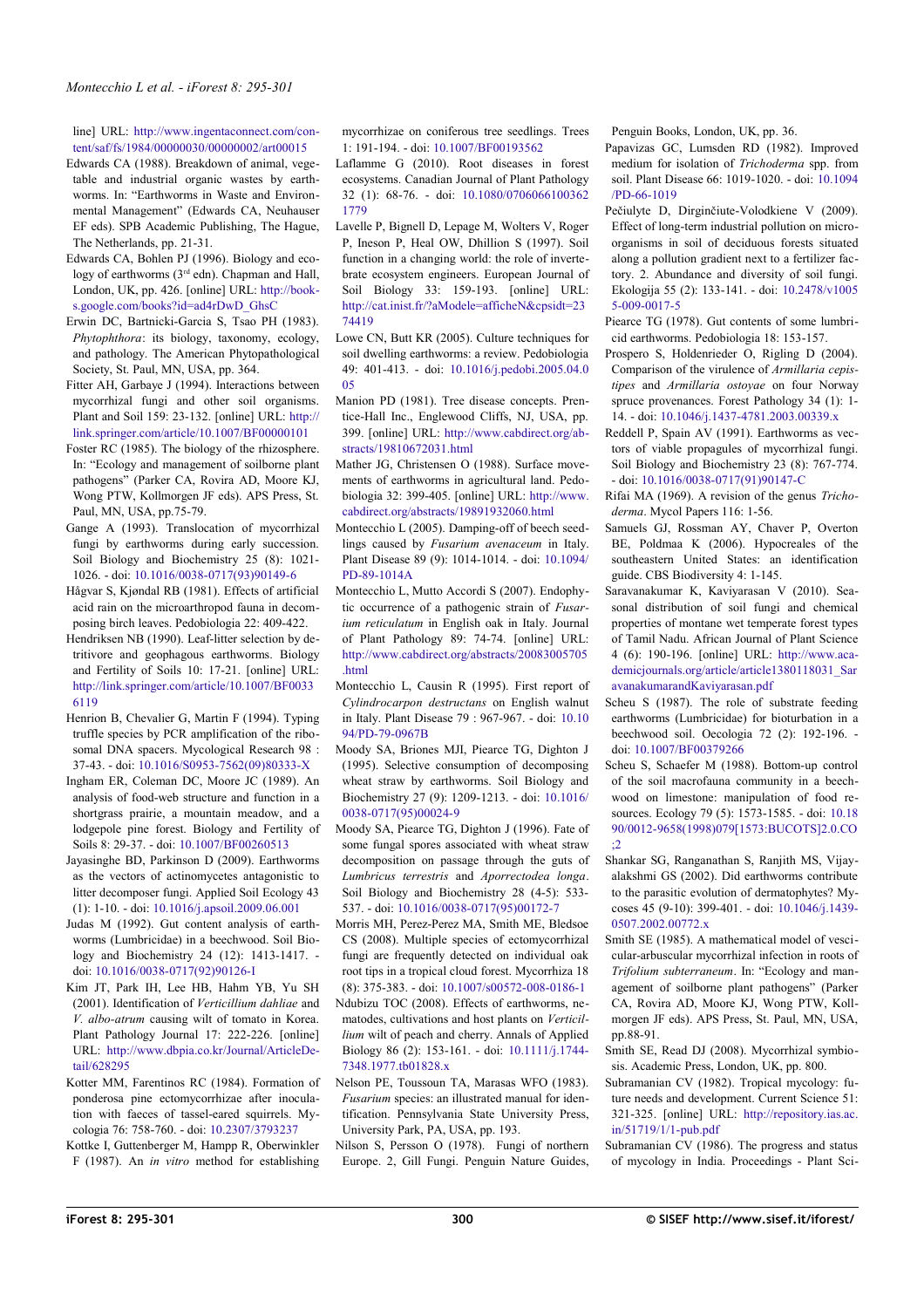line] URL: http://www.ingentaconnect.com/content/saf/fs/1984/00000030/00000002/art00015

Edwards CA (1988). Breakdown of animal, vegetable and industrial organic wastes by earthworms. In: "Earthworms in Waste and Environmental Management" (Edwards CA, Neuhauser EF eds). SPB Academic Publishing, The Hague, The Netherlands, pp. 21-31.

Edwards CA, Bohlen PJ (1996). Biology and ecology of earthworms (3rd edn). Chapman and Hall, London, UK, pp. 426. [online] URL: http://books.google.com/books?id=ad4rDwD_GhsC

Erwin DC, Bartnicki-Garcia S, Tsao PH (1983). *Phytophthora*: its biology, taxonomy, ecology, and pathology. The American Phytopathological Society, St. Paul, MN, USA, pp. 364.

Fitter AH, Garbaye J (1994). Interactions between mycorrhizal fungi and other soil organisms. Plant and Soil 159: 23-132. [online] URL: http://link.springer.com/article/10.1007/BF00000101

Foster RC (1985). The biology of the rhizosphere. In: "Ecology and management of soilborne plant pathogens" (Parker CA, Rovira AD, Moore KJ, Wong PTW, Kollmorgen JF eds). APS Press, St. Paul, MN, USA, pp.75-79.

Gange A (1993). Translocation of mycorrhizal fungi by earthworms during early succession. Soil Biology and Biochemistry 25 (8): 1021-1026. - doi: 10.1016/0038-0717(93)90149-6

Hågvar S, Kjøndal RB (1981). Effects of artificial acid rain on the microarthropod fauna in decomposing birch leaves. Pedobiologia 22: 409-422.

Hendriksen NB (1990). Leaf-litter selection by detritivore and geophagous earthworms. Biology and Fertility of Soils 10: 17-21. [online] URL: http://link.springer.com/article/10.1007/BF00336119

Henrion B, Chevalier G, Martin F (1994). Typing truffle species by PCR amplification of the ribosomal DNA spacers. Mycological Research 98 : 37-43. - doi: 10.1016/S0953-7562(09)80333-X

Ingham ER, Coleman DC, Moore JC (1989). An analysis of food-web structure and function in a shortgrass prairie, a mountain meadow, and a lodgepole pine forest. Biology and Fertility of Soils 8: 29-37. - doi: 10.1007/BF00260513

Jayasinghe BD, Parkinson D (2009). Earthworms as the vectors of actinomycetes antagonistic to litter decomposer fungi. Applied Soil Ecology 43 (1): 1-10. - doi: 10.1016/j.apsoil.2009.06.001

Judas M (1992). Gut content analysis of earthworms (Lumbricidae) in a beechwood. Soil Biology and Biochemistry 24 (12): 1413-1417. - doi: 10.1016/0038-0717(92)90126-I

Kim JT, Park IH, Lee HB, Hahm YB, Yu SH (2001). Identification of *Verticillium dahliae* and *V. albo-atrum* causing wilt of tomato in Korea. Plant Pathology Journal 17: 222-226. [online] URL: http://www.dbpia.co.kr/Journal/ArticleDetail/628295

Kotter MM, Farentinos RC (1984). Formation of ponderosa pine ectomycorrhizae after inoculation with faeces of tassel-eared squirrels. Mycologia 76: 758-760. - doi: 10.2307/3793237

Kottke I, Guttenberger M, Hampp R, Oberwinkler F (1987). An *in vitro* method for establishing mycorrhizae on coniferous tree seedlings. Trees 1: 191-194. - doi: 10.1007/BF00193562

Laflamme G (2010). Root diseases in forest ecosystems. Canadian Journal of Plant Pathology 32 (1): 68-76. - doi: 10.1080/07060661003621779

Lavelle P, Bignell D, Lepage M, Wolters V, Roger P, Ineson P, Heal OW, Dhillion S (1997). Soil function in a changing world: the role of invertebrate ecosystem engineers. European Journal of Soil Biology 33: 159-193. [online] URL: http://cat.inist.fr/?aModele=afficheN&cpsidt=2374419

Lowe CN, Butt KR (2005). Culture techniques for soil dwelling earthworms: a review. Pedobiologia 49: 401-413. - doi: 10.1016/j.pedobi.2005.04.005

Manion PD (1981). Tree disease concepts. Prentice-Hall Inc., Englewood Cliffs, NJ, USA, pp. 399. [online] URL: http://www.cabdirect.org/abstracts/19810672031.html

Mather JG, Christensen O (1988). Surface movements of earthworms in agricultural land. Pedobiologia 32: 399-405. [online] URL: http://www.cabdirect.org/abstracts/19891932060.html

Montecchio L (2005). Damping-off of beech seedlings caused by *Fusarium avenaceum* in Italy. Plant Disease 89 (9): 1014-1014. - doi: 10.1094/PD-89-1014A

Montecchio L, Mutto Accordi S (2007). Endophytic occurrence of a pathogenic strain of *Fusarium reticulatum* in English oak in Italy. Journal of Plant Pathology 89: 74-74. [online] URL: http://www.cabdirect.org/abstracts/20083005705.html

Montecchio L, Causin R (1995). First report of *Cylindrocarpon destructans* on English walnut in Italy. Plant Disease 79 : 967-967. - doi: 10.1094/PD-79-0967B

Moody SA, Briones MJI, Piearce TG, Dighton J (1995). Selective consumption of decomposing wheat straw by earthworms. Soil Biology and Biochemistry 27 (9): 1209-1213. - doi: 10.1016/0038-0717(95)00024-9

Moody SA, Piearce TG, Dighton J (1996). Fate of some fungal spores associated with wheat straw decomposition on passage through the guts of *Lumbricus terrestris* and *Aporrectodea longa*. Soil Biology and Biochemistry 28 (4-5): 533-537. - doi: 10.1016/0038-0717(95)00172-7

Morris MH, Perez-Perez MA, Smith ME, Bledsoe CS (2008). Multiple species of ectomycorrhizal fungi are frequently detected on individual oak root tips in a tropical cloud forest. Mycorrhiza 18 (8): 375-383. - doi: 10.1007/s00572-008-0186-1

Ndubizu TOC (2008). Effects of earthworms, nematodes, cultivations and host plants on *Verticillium* wilt of peach and cherry. Annals of Applied Biology 86 (2): 153-161. - doi: 10.1111/j.1744-7348.1977.tb01828.x

Nelson PE, Toussoun TA, Marasas WFO (1983). *Fusarium* species: an illustrated manual for identification. Pennsylvania State University Press, University Park, PA, USA, pp. 193.

Nilson S, Persson O (1978). Fungi of northern Europe. 2, Gill Fungi. Penguin Nature Guides, Penguin Books, London, UK, pp. 36.

Papavizas GC, Lumsden RD (1982). Improved medium for isolation of *Trichoderma* spp. from soil. Plant Disease 66: 1019-1020. - doi: 10.1094/PD-66-1019

Pečiulyte D, Dirginčiute-Volodkiene V (2009). Effect of long-term industrial pollution on microorganisms in soil of deciduous forests situated along a pollution gradient next to a fertilizer factory. 2. Abundance and diversity of soil fungi. Ekologija 55 (2): 133-141. - doi: 10.2478/v10055-009-0017-5

Piearce TG (1978). Gut contents of some lumbricid earthworms. Pedobiologia 18: 153-157.

Prospero S, Holdenrieder O, Rigling D (2004). Comparison of the virulence of *Armillaria cepistipes* and *Armillaria ostoyae* on four Norway spruce provenances. Forest Pathology 34 (1): 1-14. - doi: 10.1046/j.1437-4781.2003.00339.x

Reddell P, Spain AV (1991). Earthworms as vectors of viable propagules of mycorrhizal fungi. Soil Biology and Biochemistry 23 (8): 767-774. - doi: 10.1016/0038-0717(91)90147-C

Rifai MA (1969). A revision of the genus *Trichoderma*. Mycol Papers 116: 1-56.

Samuels GJ, Rossman AY, Chaver P, Overton BE, Poldmaa K (2006). Hypocreales of the southeastern United States: an identification guide. CBS Biodiversity 4: 1-145.

Saravanakumar K, Kaviyarasan V (2010). Seasonal distribution of soil fungi and chemical properties of montane wet temperate forest types of Tamil Nadu. African Journal of Plant Science 4 (6): 190-196. [online] URL: http://www.academicjournals.org/article/article1380118031_SaravanakumarandKaviyarasan.pdf

Scheu S (1987). The role of substrate feeding earthworms (Lumbricidae) for bioturbation in a beechwood soil. Oecologia 72 (2): 192-196. - doi: 10.1007/BF00379266

Scheu S, Schaefer M (1988). Bottom-up control of the soil macrofauna community in a beechwood on limestone: manipulation of food resources. Ecology 79 (5): 1573-1585. - doi: 10.1890/0012-9658(1998)079[1573:BUCOTS]2.0.CO;2

Shankar SG, Ranganathan S, Ranjith MS, Vijayalakshmi GS (2002). Did earthworms contribute to the parasitic evolution of dermatophytes? Mycoses 45 (9-10): 399-401. - doi: 10.1046/j.1439-0507.2002.00772.x

Smith SE (1985). A mathematical model of vescicular-arbuscular mycorrhizal infection in roots of *Trifolium subterraneum*. In: "Ecology and management of soilborne plant pathogens" (Parker CA, Rovira AD, Moore KJ, Wong PTW, Kollmorgen JF eds). APS Press, St. Paul, MN, USA, pp.88-91.

Smith SE, Read DJ (2008). Mycorrhizal symbiosis. Academic Press, London, UK, pp. 800.

Subramanian CV (1982). Tropical mycology: future needs and development. Current Science 51: 321-325. [online] URL: http://repository.ias.ac.in/51719/1/1-pub.pdf

Subramanian CV (1986). The progress and status of mycology in India. Proceedings - Plant Sci-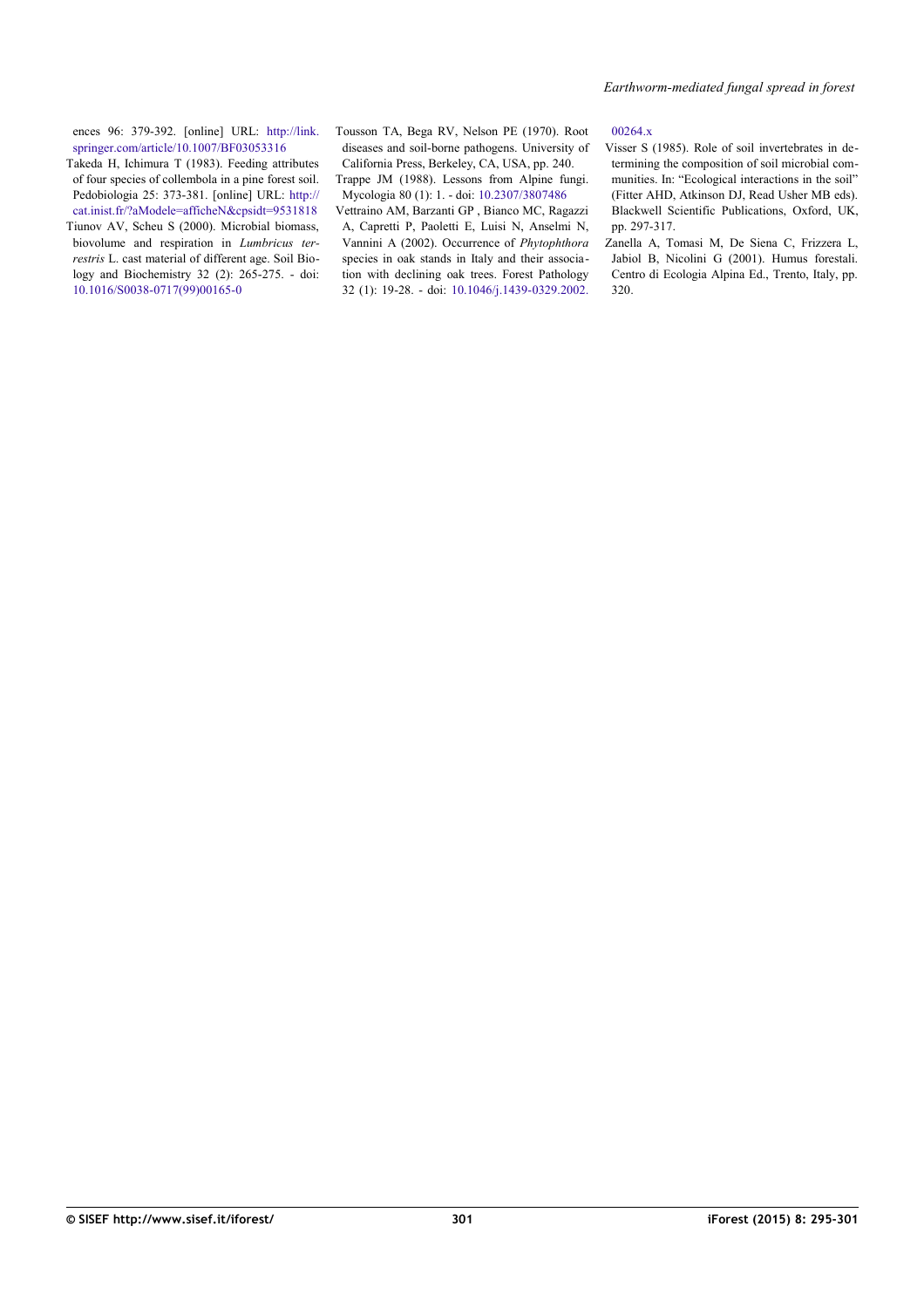ences 96: 379-392. [online] URL: http://link.springer.com/article/10.1007/BF03053316

Takeda H, Ichimura T (1983). Feeding attributes of four species of collembola in a pine forest soil. Pedobiologia 25: 373-381. [online] URL: http://cat.inist.fr/?aModele=afficheN&cpsidt=9531818

Tiunov AV, Scheu S (2000). Microbial biomass, biovolume and respiration in *Lumbricus terrestris* L. cast material of different age. Soil Biology and Biochemistry 32 (2): 265-275. - doi: 10.1016/S0038-0717(99)00165-0

Tousson TA, Bega RV, Nelson PE (1970). Root diseases and soil-borne pathogens. University of California Press, Berkeley, CA, USA, pp. 240.

Trappe JM (1988). Lessons from Alpine fungi. Mycologia 80 (1): 1. - doi: 10.2307/3807486

Vettraino AM, Barzanti GP , Bianco MC, Ragazzi A, Capretti P, Paoletti E, Luisi N, Anselmi N, Vannini A (2002). Occurrence of *Phytophthora* species in oak stands in Italy and their association with declining oak trees. Forest Pathology 32 (1): 19-28. - doi: 10.1046/j.1439-0329.2002.00264.x

Visser S (1985). Role of soil invertebrates in determining the composition of soil microbial communities. In: "Ecological interactions in the soil" (Fitter AHD, Atkinson DJ, Read Usher MB eds). Blackwell Scientific Publications, Oxford, UK, pp. 297-317.

Zanella A, Tomasi M, De Siena C, Frizzera L, Jabiol B, Nicolini G (2001). Humus forestali. Centro di Ecologia Alpina Ed., Trento, Italy, pp. 320.